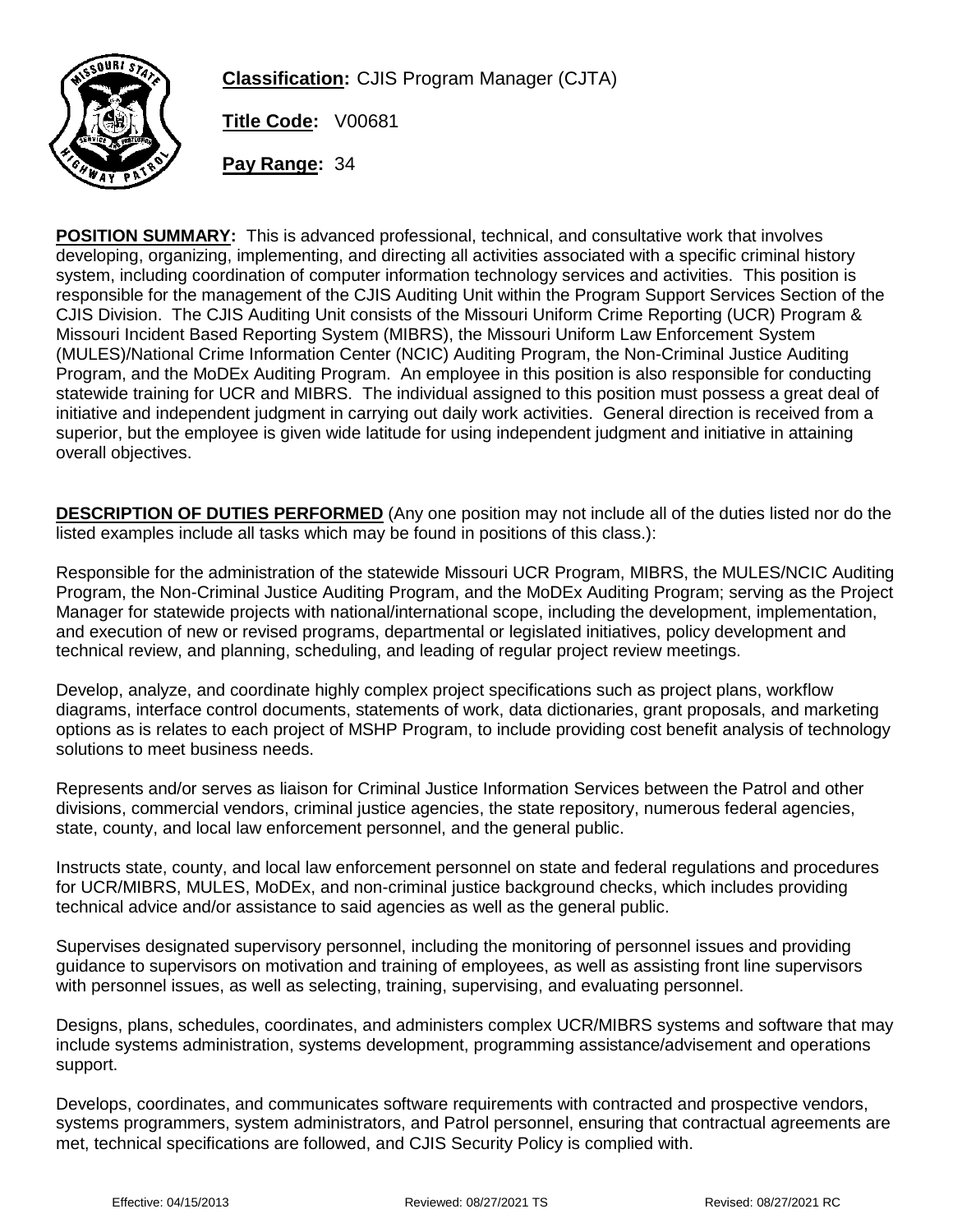**Classification:** CJIS Program Manager (CJTA)

**Title Code:** V00681

**Pay Range:** 34

**POSITION SUMMARY:** This is advanced professional, technical, and consultative work that involves developing, organizing, implementing, and directing all activities associated with a specific criminal history system, including coordination of computer information technology services and activities. This position is responsible for the management of the CJIS Auditing Unit within the Program Support Services Section of the CJIS Division. The CJIS Auditing Unit consists of the Missouri Uniform Crime Reporting (UCR) Program & Missouri Incident Based Reporting System (MIBRS), the Missouri Uniform Law Enforcement System (MULES)/National Crime Information Center (NCIC) Auditing Program, the Non-Criminal Justice Auditing Program, and the MoDEx Auditing Program. An employee in this position is also responsible for conducting statewide training for UCR and MIBRS. The individual assigned to this position must possess a great deal of initiative and independent judgment in carrying out daily work activities. General direction is received from a superior, but the employee is given wide latitude for using independent judgment and initiative in attaining overall objectives.

**DESCRIPTION OF DUTIES PERFORMED** (Any one position may not include all of the duties listed nor do the listed examples include all tasks which may be found in positions of this class.):

Responsible for the administration of the statewide Missouri UCR Program, MIBRS, the MULES/NCIC Auditing Program, the Non-Criminal Justice Auditing Program, and the MoDEx Auditing Program; serving as the Project Manager for statewide projects with national/international scope, including the development, implementation, and execution of new or revised programs, departmental or legislated initiatives, policy development and technical review, and planning, scheduling, and leading of regular project review meetings.

Develop, analyze, and coordinate highly complex project specifications such as project plans, workflow diagrams, interface control documents, statements of work, data dictionaries, grant proposals, and marketing options as is relates to each project of MSHP Program, to include providing cost benefit analysis of technology solutions to meet business needs.

Represents and/or serves as liaison for Criminal Justice Information Services between the Patrol and other divisions, commercial vendors, criminal justice agencies, the state repository, numerous federal agencies, state, county, and local law enforcement personnel, and the general public.

Instructs state, county, and local law enforcement personnel on state and federal regulations and procedures for UCR/MIBRS, MULES, MoDEx, and non-criminal justice background checks, which includes providing technical advice and/or assistance to said agencies as well as the general public.

Supervises designated supervisory personnel, including the monitoring of personnel issues and providing guidance to supervisors on motivation and training of employees, as well as assisting front line supervisors with personnel issues, as well as selecting, training, supervising, and evaluating personnel.

Designs, plans, schedules, coordinates, and administers complex UCR/MIBRS systems and software that may include systems administration, systems development, programming assistance/advisement and operations support.

Develops, coordinates, and communicates software requirements with contracted and prospective vendors, systems programmers, system administrators, and Patrol personnel, ensuring that contractual agreements are met, technical specifications are followed, and CJIS Security Policy is complied with.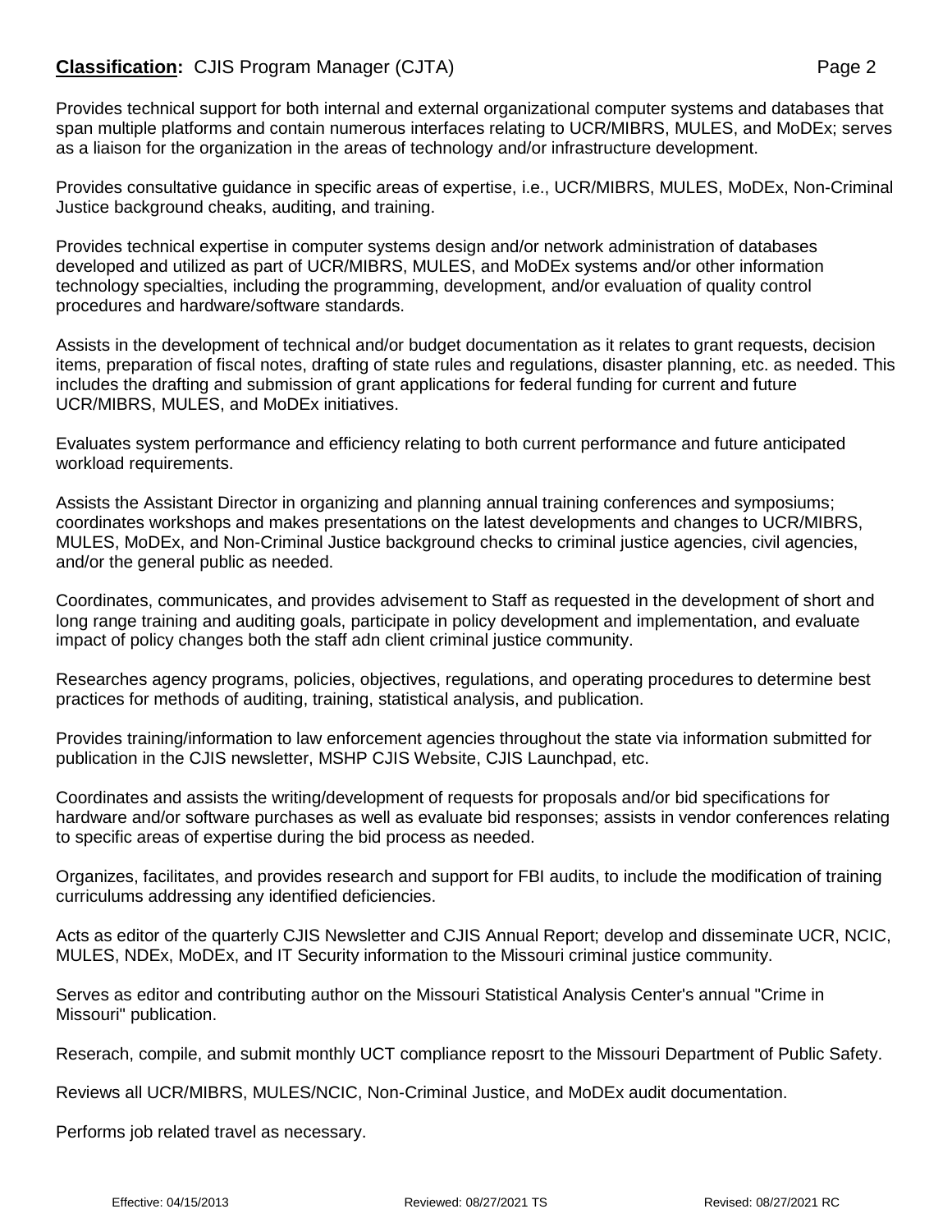**Classification:** CJIS Program Manager (CJTA)

Provides technical support for both internal and external organizational computer systems and databases that span multiple platforms and contain numerous interfaces relating to UCR/MIBRS, MULES, and MoDEx; serves as a liaison for the organization in the areas of technology and/or infrastructure development.

Provides consultative guidance in specific areas of expertise, i.e., UCR/MIBRS, MULES, MoDEx, Non-Criminal Justice background cheaks, auditing, and training.

Provides technical expertise in computer systems design and/or network administration of databases developed and utilized as part of UCR/MIBRS, MULES, and MoDEx systems and/or other information technology specialties, including the programming, development, and/or evaluation of quality control procedures and hardware/software standards.

Assists in the development of technical and/or budget documentation as it relates to grant requests, decision items, preparation of fiscal notes, drafting of state rules and regulations, disaster planning, etc. as needed. This includes the drafting and submission of grant applications for federal funding for current and future UCR/MIBRS, MULES, and MoDEx initiatives.

Evaluates system performance and efficiency relating to both current performance and future anticipated workload requirements.

Assists the Assistant Director in organizing and planning annual training conferences and symposiums; coordinates workshops and makes presentations on the latest developments and changes to UCR/MIBRS, MULES, MoDEx, and Non-Criminal Justice background checks to criminal justice agencies, civil agencies, and/or the general public as needed.

Coordinates, communicates, and provides advisement to Staff as requested in the development of short and long range training and auditing goals, participate in policy development and implementation, and evaluate impact of policy changes both the staff adn client criminal justice community.

Researches agency programs, policies, objectives, regulations, and operating procedures to determine best practices for methods of auditing, training, statistical analysis, and publication.

Provides training/information to law enforcement agencies throughout the state via information submitted for publication in the CJIS newsletter, MSHP CJIS Website, CJIS Launchpad, etc.

Coordinates and assists the writing/development of requests for proposals and/or bid specifications for hardware and/or software purchases as well as evaluate bid responses; assists in vendor conferences relating to specific areas of expertise during the bid process as needed.

Organizes, facilitates, and provides research and support for FBI audits, to include the modification of training curriculums addressing any identified deficiencies.

Acts as editor of the quarterly CJIS Newsletter and CJIS Annual Report; develop and disseminate UCR, NCIC, MULES, NDEx, MoDEx, and IT Security information to the Missouri criminal justice community.

Serves as editor and contributing author on the Missouri Statistical Analysis Center's annual "Crime in Missouri" publication.

Reserach, compile, and submit monthly UCT compliance reposrt to the Missouri Department of Public Safety.

Reviews all UCR/MIBRS, MULES/NCIC, Non-Criminal Justice, and MoDEx audit documentation.

Performs job related travel as necessary.

Effective: 04/15/2013 Reviewed: 08/27/2021 TS Revised: 08/27/2021 RC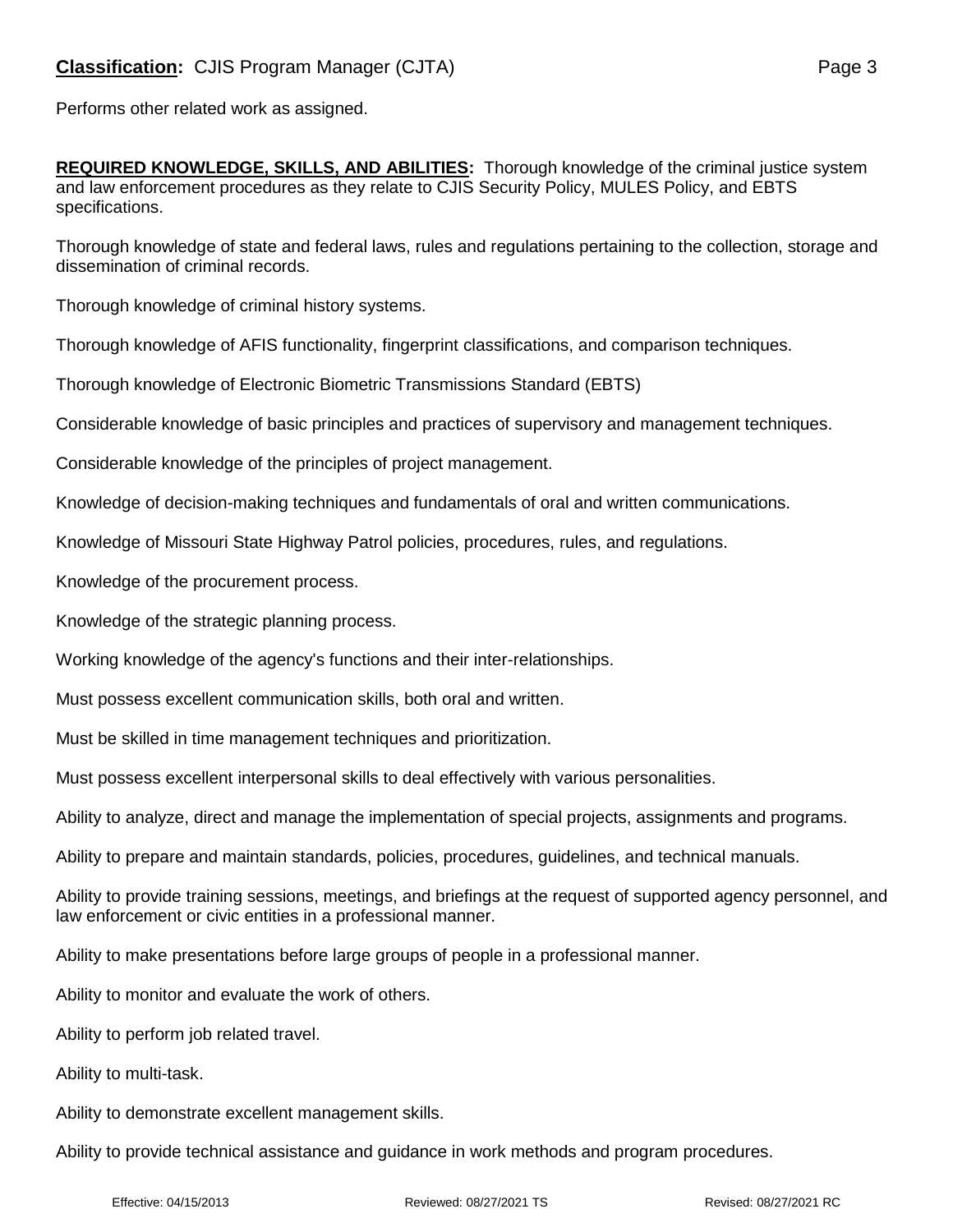Performs other related work as assigned.

**REQUIRED KNOWLEDGE, SKILLS, AND ABILITIES:** Thorough knowledge of the criminal justice system and law enforcement procedures as they relate to CJIS Security Policy, MULES Policy, and EBTS specifications.

Thorough knowledge of state and federal laws, rules and regulations pertaining to the collection, storage and dissemination of criminal records.

Thorough knowledge of criminal history systems.

Thorough knowledge of AFIS functionality, fingerprint classifications, and comparison techniques.

Thorough knowledge of Electronic Biometric Transmissions Standard (EBTS)

Considerable knowledge of basic principles and practices of supervisory and management techniques.

Considerable knowledge of the principles of project management.

Knowledge of decision-making techniques and fundamentals of oral and written communications.

Knowledge of Missouri State Highway Patrol policies, procedures, rules, and regulations.

Knowledge of the procurement process.

Knowledge of the strategic planning process.

Working knowledge of the agency's functions and their inter-relationships.

Must possess excellent communication skills, both oral and written.

Must be skilled in time management techniques and prioritization.

Must possess excellent interpersonal skills to deal effectively with various personalities.

Ability to analyze, direct and manage the implementation of special projects, assignments and programs.

Ability to prepare and maintain standards, policies, procedures, guidelines, and technical manuals.

Ability to provide training sessions, meetings, and briefings at the request of supported agency personnel, and law enforcement or civic entities in a professional manner.

Ability to make presentations before large groups of people in a professional manner.

Ability to monitor and evaluate the work of others.

Ability to perform job related travel.

Ability to multi-task.

Ability to demonstrate excellent management skills.

Ability to provide technical assistance and guidance in work methods and program procedures.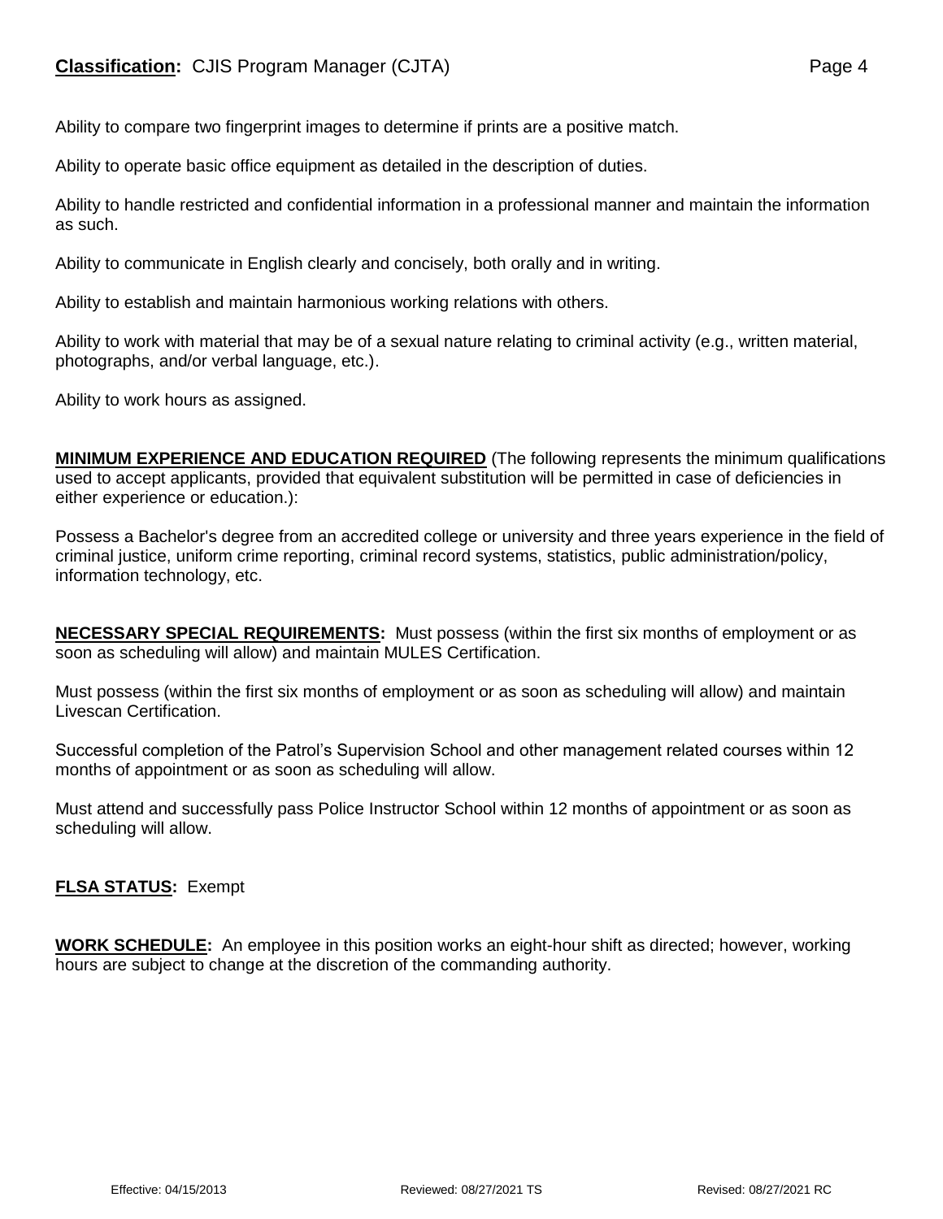Ability to compare two fingerprint images to determine if prints are a positive match.

Ability to operate basic office equipment as detailed in the description of duties.

Ability to handle restricted and confidential information in a professional manner and maintain the information as such.

Ability to communicate in English clearly and concisely, both orally and in writing.

Ability to establish and maintain harmonious working relations with others.

Ability to work with material that may be of a sexual nature relating to criminal activity (e.g., written material, photographs, and/or verbal language, etc.).

Ability to work hours as assigned.

**MINIMUM EXPERIENCE AND EDUCATION REQUIRED** (The following represents the minimum qualifications used to accept applicants, provided that equivalent substitution will be permitted in case of deficiencies in either experience or education.):

Possess a Bachelor's degree from an accredited college or university and three years experience in the field of criminal justice, uniform crime reporting, criminal record systems, statistics, public administration/policy, information technology, etc.

**NECESSARY SPECIAL REQUIREMENTS:** Must possess (within the first six months of employment or as soon as scheduling will allow) and maintain MULES Certification.

Must possess (within the first six months of employment or as soon as scheduling will allow) and maintain Livescan Certification.

Successful completion of the Patrol's Supervision School and other management related courses within 12 months of appointment or as soon as scheduling will allow.

Must attend and successfully pass Police Instructor School within 12 months of appointment or as soon as scheduling will allow.

**FLSA STATUS:** Exempt

**WORK SCHEDULE:** An employee in this position works an eight-hour shift as directed; however, working hours are subject to change at the discretion of the commanding authority.